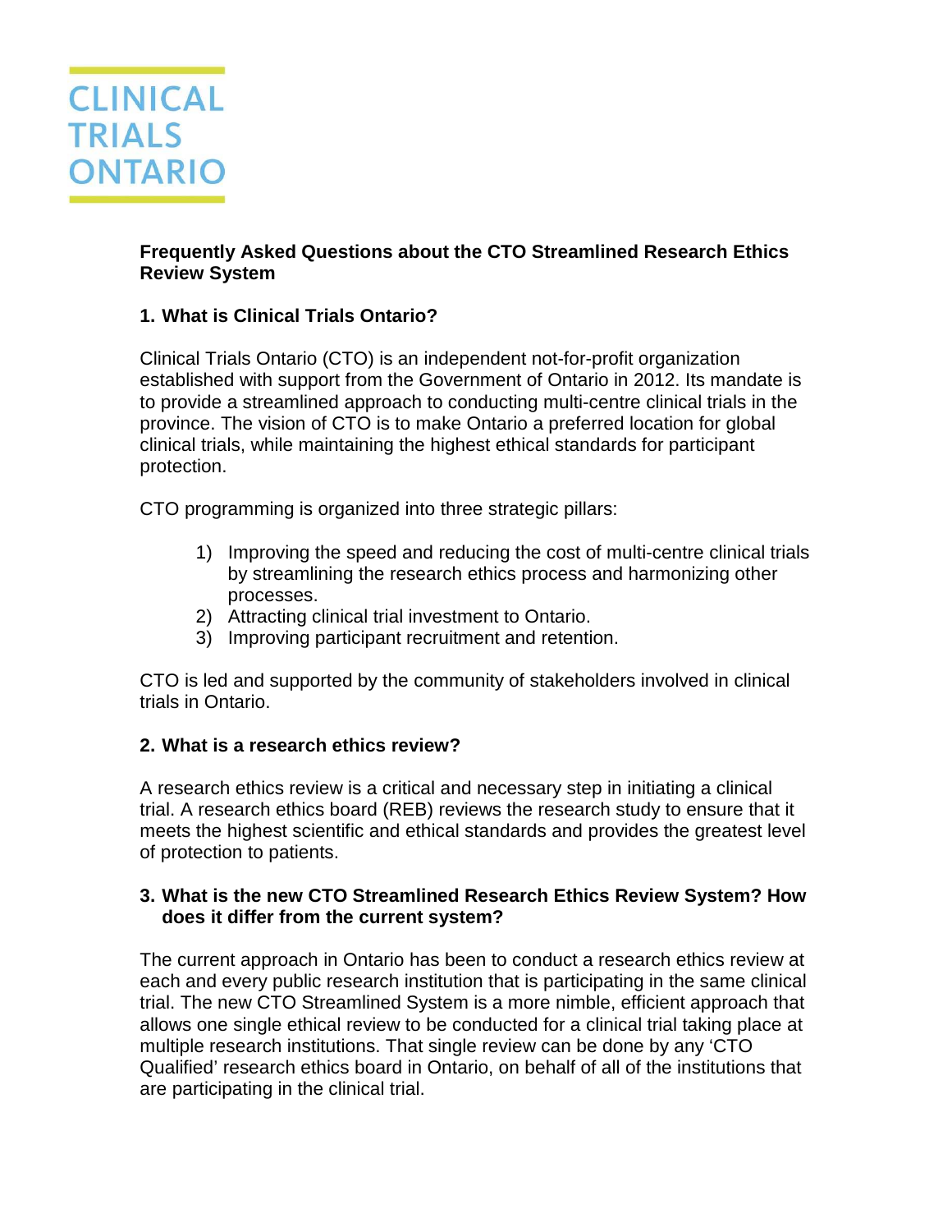CLINICAL TRIALS ONTARIO

# Frequently Asked Questions about the CTO Streamlined Research Ethics Review System

## 1. What is Clinical Trials Ontario?

Clinical Trials Ontario (CTO) is an independent not-for-profit organization established with support from the Government of Ontario in 2012. Its mandate is to provide a streamlined approach to conducting multi-centre clinical trials in the province. The vision of CTO is to make Ontario a preferred location for global clinical trials, while maintaining the highest ethical standards for participant protection.

CTO programming is organized into three strategic pillars:

1) Improving the speed and reducing the cost of multi-centre clinical trials by streamlining the research ethics process and harmonizing other processes.
2) Attracting clinical trial investment to Ontario.
3) Improving participant recruitment and retention.

CTO is led and supported by the community of stakeholders involved in clinical trials in Ontario.

## 2. What is a research ethics review?

A research ethics review is a critical and necessary step in initiating a clinical trial. A research ethics board (REB) reviews the research study to ensure that it meets the highest scientific and ethical standards and provides the greatest level of protection to patients.

## 3. What is the new CTO Streamlined Research Ethics Review System? How does it differ from the current system?

The current approach in Ontario has been to conduct a research ethics review at each and every public research institution that is participating in the same clinical trial. The new CTO Streamlined System is a more nimble, efficient approach that allows one single ethical review to be conducted for a clinical trial taking place at multiple research institutions. That single review can be done by any 'CTO Qualified' research ethics board in Ontario, on behalf of all of the institutions that are participating in the clinical trial.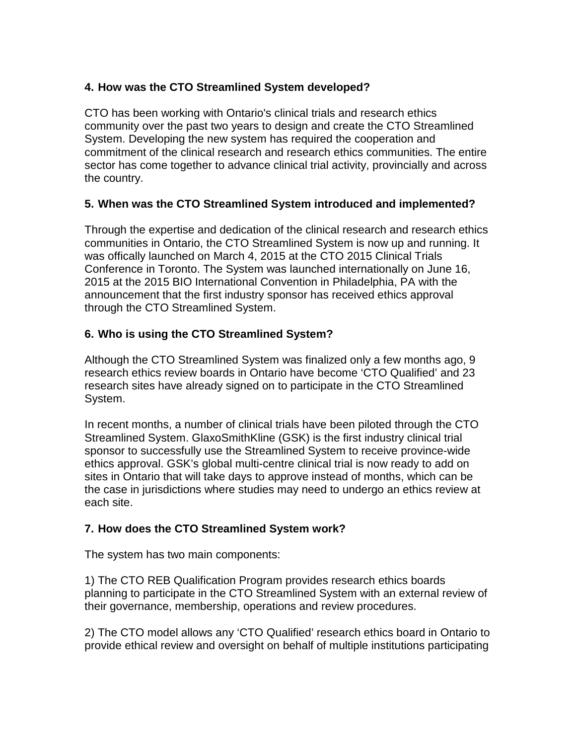### 4. How was the CTO Streamlined System developed?

CTO has been working with Ontario's clinical trials and research ethics community over the past two years to design and create the CTO Streamlined System. Developing the new system has required the cooperation and commitment of the clinical research and research ethics communities. The entire sector has come together to advance clinical trial activity, provincially and across the country.

### 5. When was the CTO Streamlined System introduced and implemented?

Through the expertise and dedication of the clinical research and research ethics communities in Ontario, the CTO Streamlined System is now up and running. It was offically launched on March 4, 2015 at the CTO 2015 Clinical Trials Conference in Toronto. The System was launched internationally on June 16, 2015 at the 2015 BIO International Convention in Philadelphia, PA with the announcement that the first industry sponsor has received ethics approval through the CTO Streamlined System.

### 6. Who is using the CTO Streamlined System?

Although the CTO Streamlined System was finalized only a few months ago, 9 research ethics review boards in Ontario have become 'CTO Qualified' and 23 research sites have already signed on to participate in the CTO Streamlined System.

In recent months, a number of clinical trials have been piloted through the CTO Streamlined System. GlaxoSmithKline (GSK) is the first industry clinical trial sponsor to successfully use the Streamlined System to receive province-wide ethics approval. GSK's global multi-centre clinical trial is now ready to add on sites in Ontario that will take days to approve instead of months, which can be the case in jurisdictions where studies may need to undergo an ethics review at each site.

### 7. How does the CTO Streamlined System work?

The system has two main components:

1) The CTO REB Qualification Program provides research ethics boards planning to participate in the CTO Streamlined System with an external review of their governance, membership, operations and review procedures.

2) The CTO model allows any 'CTO Qualified' research ethics board in Ontario to provide ethical review and oversight on behalf of multiple institutions participating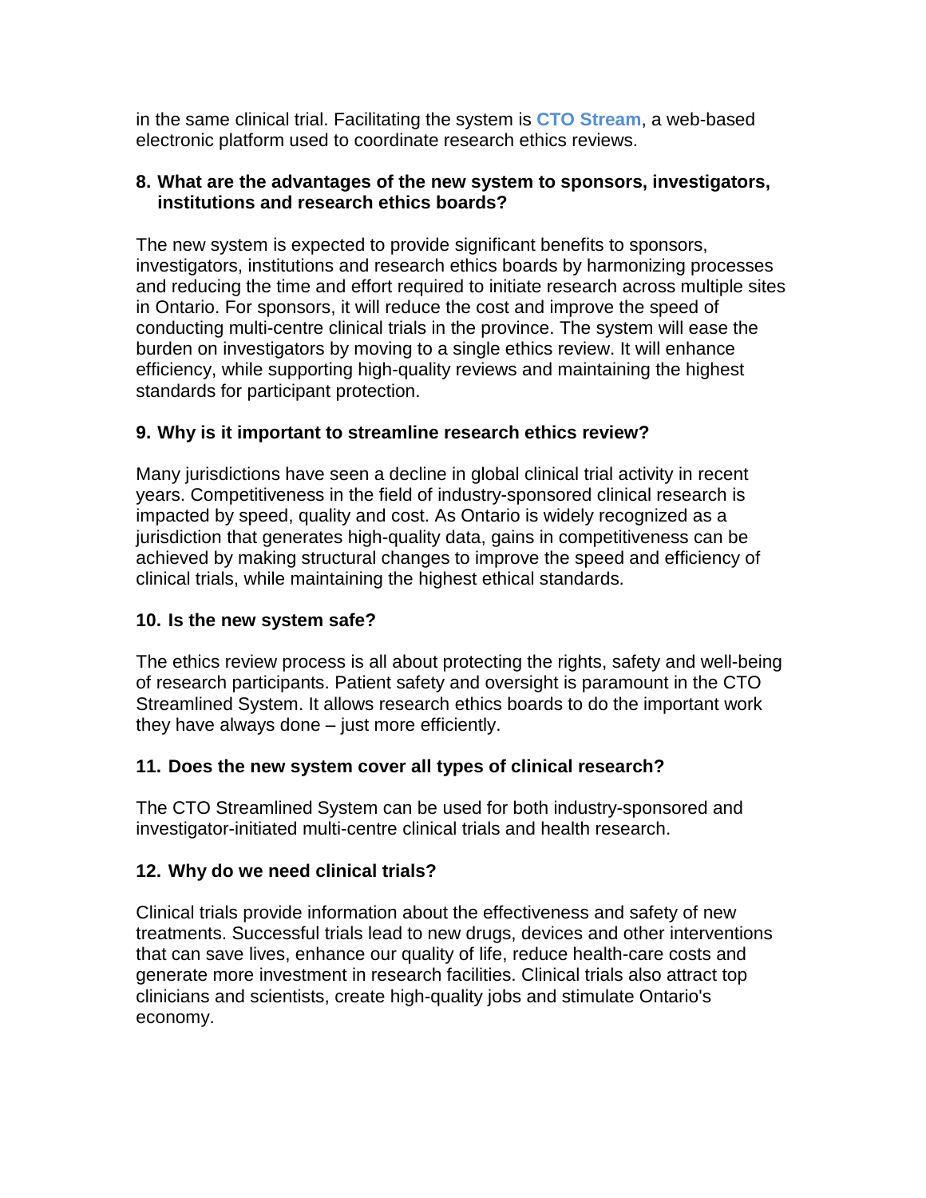in the same clinical trial. Facilitating the system is **CTO Stream**, a web-based electronic platform used to coordinate research ethics reviews.

**8. What are the advantages of the new system to sponsors, investigators, institutions and research ethics boards?**

The new system is expected to provide significant benefits to sponsors, investigators, institutions and research ethics boards by harmonizing processes and reducing the time and effort required to initiate research across multiple sites in Ontario. For sponsors, it will reduce the cost and improve the speed of conducting multi-centre clinical trials in the province. The system will ease the burden on investigators by moving to a single ethics review. It will enhance efficiency, while supporting high-quality reviews and maintaining the highest standards for participant protection.

**9. Why is it important to streamline research ethics review?**

Many jurisdictions have seen a decline in global clinical trial activity in recent years. Competitiveness in the field of industry-sponsored clinical research is impacted by speed, quality and cost. As Ontario is widely recognized as a jurisdiction that generates high-quality data, gains in competitiveness can be achieved by making structural changes to improve the speed and efficiency of clinical trials, while maintaining the highest ethical standards.

**10. Is the new system safe?**

The ethics review process is all about protecting the rights, safety and well-being of research participants. Patient safety and oversight is paramount in the CTO Streamlined System. It allows research ethics boards to do the important work they have always done – just more efficiently.

**11. Does the new system cover all types of clinical research?**

The CTO Streamlined System can be used for both industry-sponsored and investigator-initiated multi-centre clinical trials and health research.

**12. Why do we need clinical trials?**

Clinical trials provide information about the effectiveness and safety of new treatments. Successful trials lead to new drugs, devices and other interventions that can save lives, enhance our quality of life, reduce health-care costs and generate more investment in research facilities. Clinical trials also attract top clinicians and scientists, create high-quality jobs and stimulate Ontario's economy.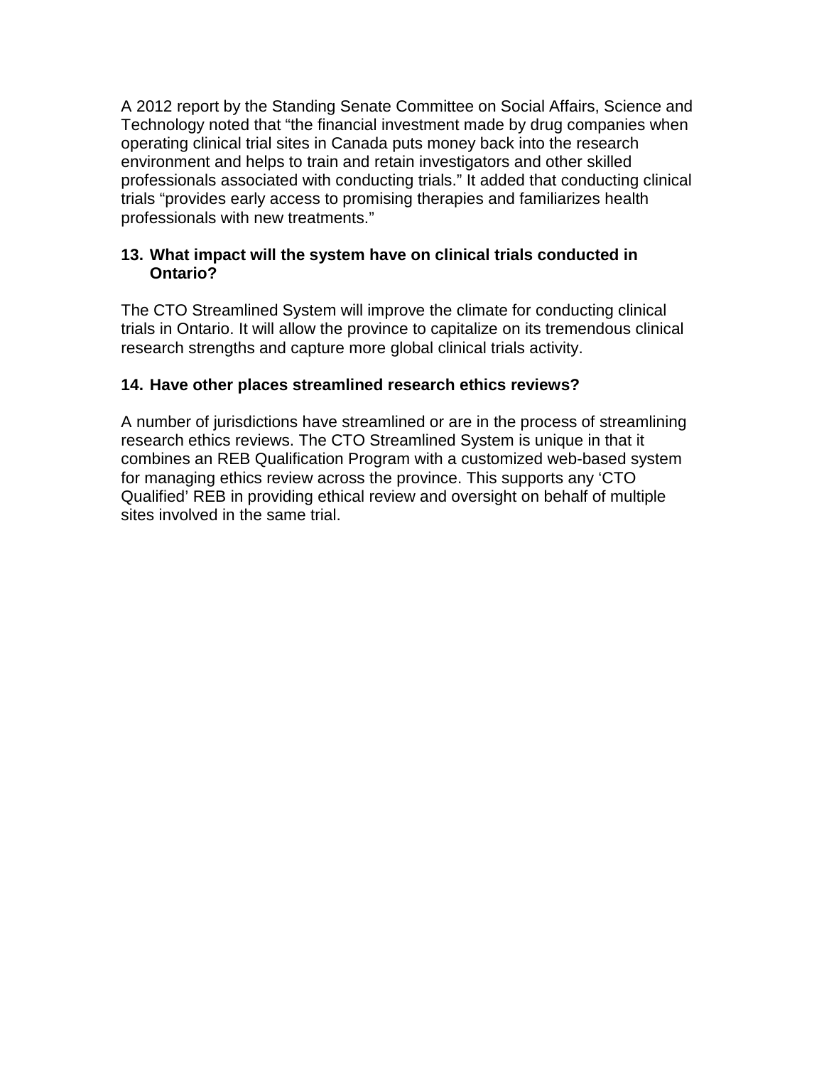A 2012 report by the Standing Senate Committee on Social Affairs, Science and Technology noted that “the financial investment made by drug companies when operating clinical trial sites in Canada puts money back into the research environment and helps to train and retain investigators and other skilled professionals associated with conducting trials.” It added that conducting clinical trials “provides early access to promising therapies and familiarizes health professionals with new treatments.”

**13. What impact will the system have on clinical trials conducted in Ontario?**

The CTO Streamlined System will improve the climate for conducting clinical trials in Ontario. It will allow the province to capitalize on its tremendous clinical research strengths and capture more global clinical trials activity.

**14. Have other places streamlined research ethics reviews?**

A number of jurisdictions have streamlined or are in the process of streamlining research ethics reviews. The CTO Streamlined System is unique in that it combines an REB Qualification Program with a customized web-based system for managing ethics review across the province. This supports any ‘CTO Qualified’ REB in providing ethical review and oversight on behalf of multiple sites involved in the same trial.